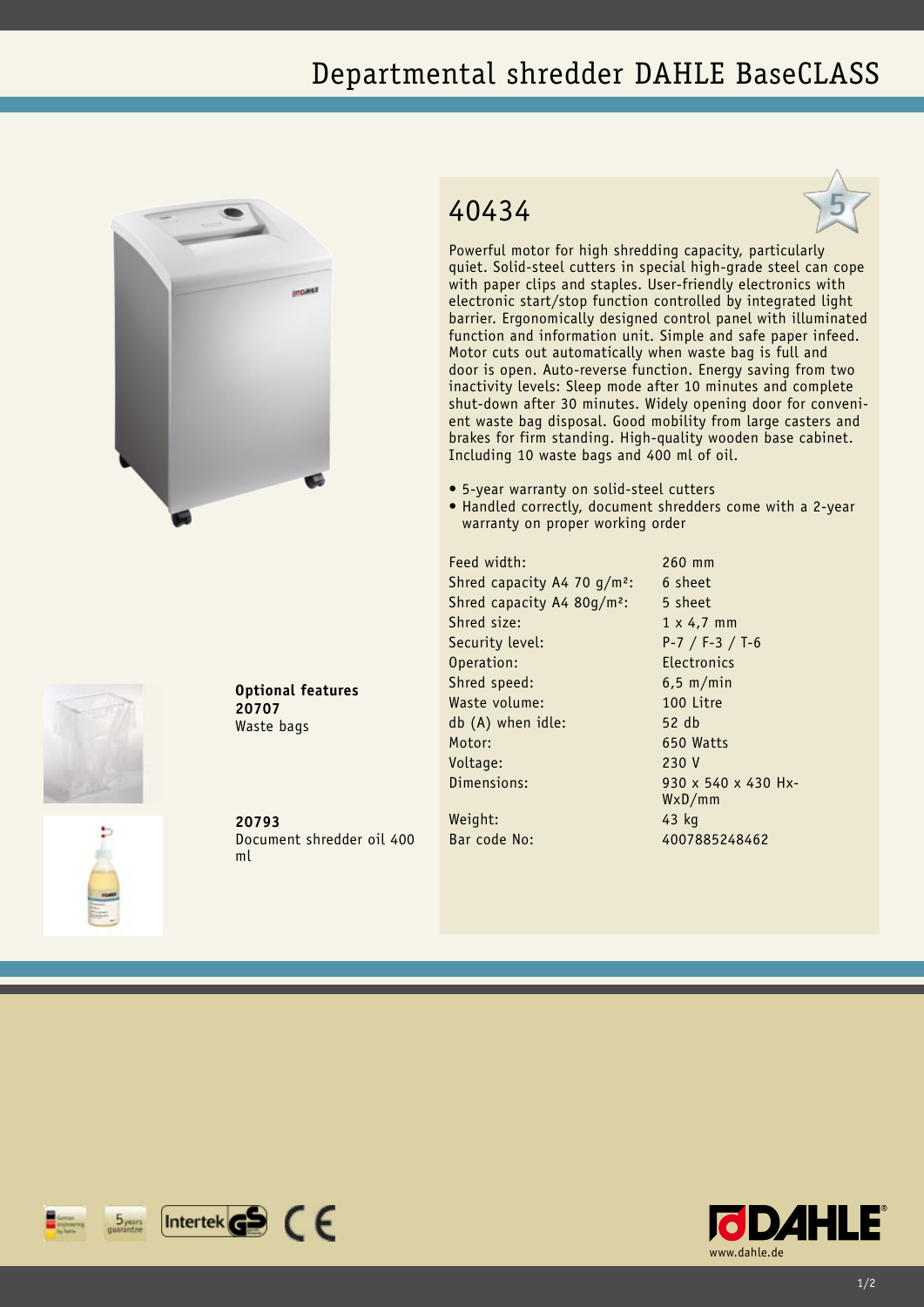# Departmental shredder DAHLE BaseCLASS

## 40434

Powerful motor for high shredding capacity, particularly quiet. Solid-steel cutters in special high-grade steel can cope with paper clips and staples. User-friendly electronics with electronic start/stop function controlled by integrated light barrier. Ergonomically designed control panel with illuminated function and information unit. Simple and safe paper infeed. Motor cuts out automatically when waste bag is full and door is open. Auto-reverse function. Energy saving from two inactivity levels: Sleep mode after 10 minutes and complete shut-down after 30 minutes. Widely opening door for convenient waste bag disposal. Good mobility from large casters and brakes for firm standing. High-quality wooden base cabinet. Including 10 waste bags and 400 ml of oil.

- 5-year warranty on solid-steel cutters
- Handled correctly, document shredders come with a 2-year warranty on proper working order

| | |
|---|---|
| Feed width: | 260 mm |
| Shred capacity A4 70 g/m²: | 6 sheet |
| Shred capacity A4 80g/m²: | 5 sheet |
| Shred size: | 1 x 4,7 mm |
| Security level: | P-7 / F-3 / T-6 |
| Operation: | Electronics |
| Shred speed: | 6,5 m/min |
| Waste volume: | 100 Litre |
| db (A) when idle: | 52 db |
| Motor: | 650 Watts |
| Voltage: | 230 V |
| Dimensions: | 930 x 540 x 430 HxWxD/mm |
| Weight: | 43 kg |
| Bar code No: | 4007885248462 |

**Optional features**
**20707**
Waste bags

**20793**
Document shredder oil 400 ml

www.dahle.de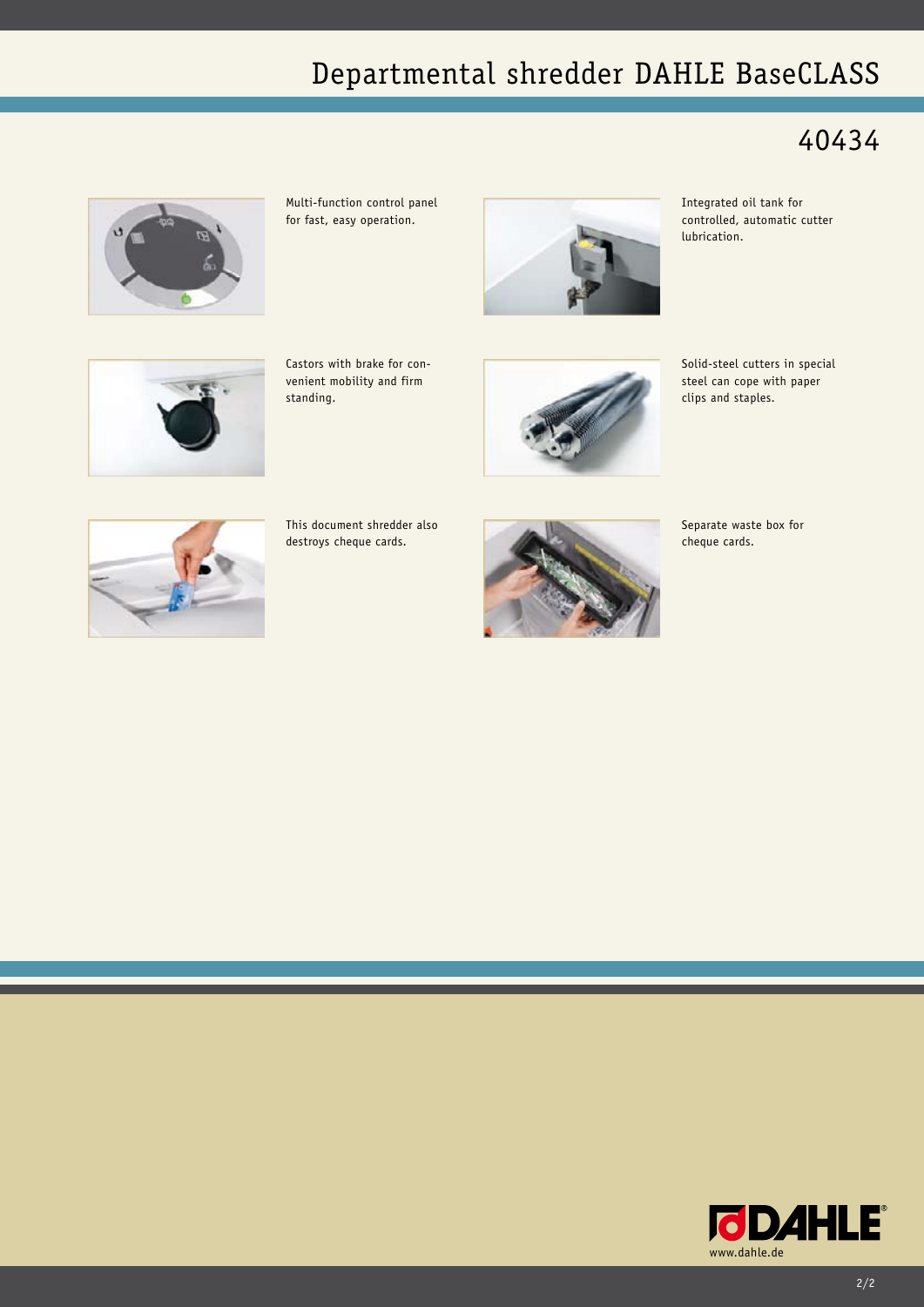# Departmental shredder DAHLE BaseCLASS

## 40434

Multi-function control panel for fast, easy operation.

Integrated oil tank for controlled, automatic cutter lubrication.

Castors with brake for convenient mobility and firm standing.

Solid-steel cutters in special steel can cope with paper clips and staples.

This document shredder also destroys cheque cards.

Separate waste box for cheque cards.

DAHLE

www.dahle.de